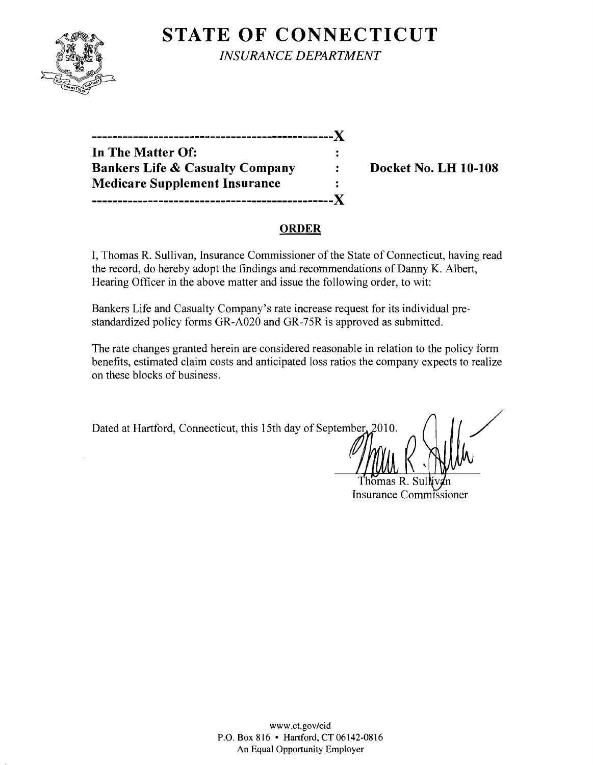# STATE OF CONNECTICUT

*INSURANCE DEPARTMENT*

---------------------------------------------X

| | | |
|---|---|---|
| **In The Matter Of:** | : | |
| **Bankers Life & Casualty Company** | : | **Docket No. LH 10-108** |
| **Medicare Supplement Insurance** | : | |

---------------------------------------------X

## ORDER

I, Thomas R. Sullivan, Insurance Commissioner of the State of Connecticut, having read the record, do hereby adopt the findings and recommendations of Danny K. Albert, Hearing Officer in the above matter and issue the following order, to wit:

Bankers Life and Casualty Company's rate increase request for its individual pre-standardized policy forms GR-A020 and GR-75R is approved as submitted.

The rate changes granted herein are considered reasonable in relation to the policy form benefits, estimated claim costs and anticipated loss ratios the company expects to realize on these blocks of business.

Dated at Hartford, Connecticut, this 15th day of September, 2010.

Thomas R. Sullivan
Insurance Commissioner

www.ct.gov/cid
P.O. Box 816 • Hartford, CT 06142-0816
An Equal Opportunity Employer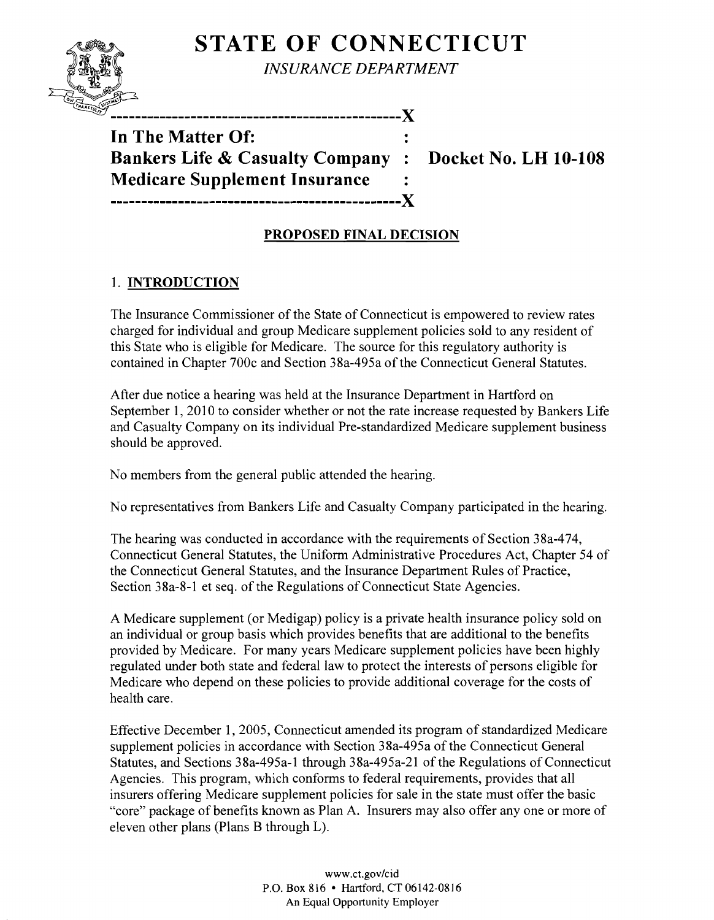# STATE OF CONNECTICUT

*INSURANCE DEPARTMENT*

---

**In The Matter Of:** :
**Bankers Life & Casualty Company : Docket No. LH 10-108**
**Medicare Supplement Insurance** :

---

## PROPOSED FINAL DECISION

### 1. INTRODUCTION

The Insurance Commissioner of the State of Connecticut is empowered to review rates charged for individual and group Medicare supplement policies sold to any resident of this State who is eligible for Medicare. The source for this regulatory authority is contained in Chapter 700c and Section 38a-495a of the Connecticut General Statutes.

After due notice a hearing was held at the Insurance Department in Hartford on September 1, 2010 to consider whether or not the rate increase requested by Bankers Life and Casualty Company on its individual Pre-standardized Medicare supplement business should be approved.

No members from the general public attended the hearing.

No representatives from Bankers Life and Casualty Company participated in the hearing.

The hearing was conducted in accordance with the requirements of Section 38a-474, Connecticut General Statutes, the Uniform Administrative Procedures Act, Chapter 54 of the Connecticut General Statutes, and the Insurance Department Rules of Practice, Section 38a-8-1 et seq. of the Regulations of Connecticut State Agencies.

A Medicare supplement (or Medigap) policy is a private health insurance policy sold on an individual or group basis which provides benefits that are additional to the benefits provided by Medicare. For many years Medicare supplement policies have been highly regulated under both state and federal law to protect the interests of persons eligible for Medicare who depend on these policies to provide additional coverage for the costs of health care.

Effective December 1, 2005, Connecticut amended its program of standardized Medicare supplement policies in accordance with Section 38a-495a of the Connecticut General Statutes, and Sections 38a-495a-1 through 38a-495a-21 of the Regulations of Connecticut Agencies. This program, which conforms to federal requirements, provides that all insurers offering Medicare supplement policies for sale in the state must offer the basic "core" package of benefits known as Plan A. Insurers may also offer any one or more of eleven other plans (Plans B through L).

www.ct.gov/cid
P.O. Box 816 • Hartford, CT 06142-0816
An Equal Opportunity Employer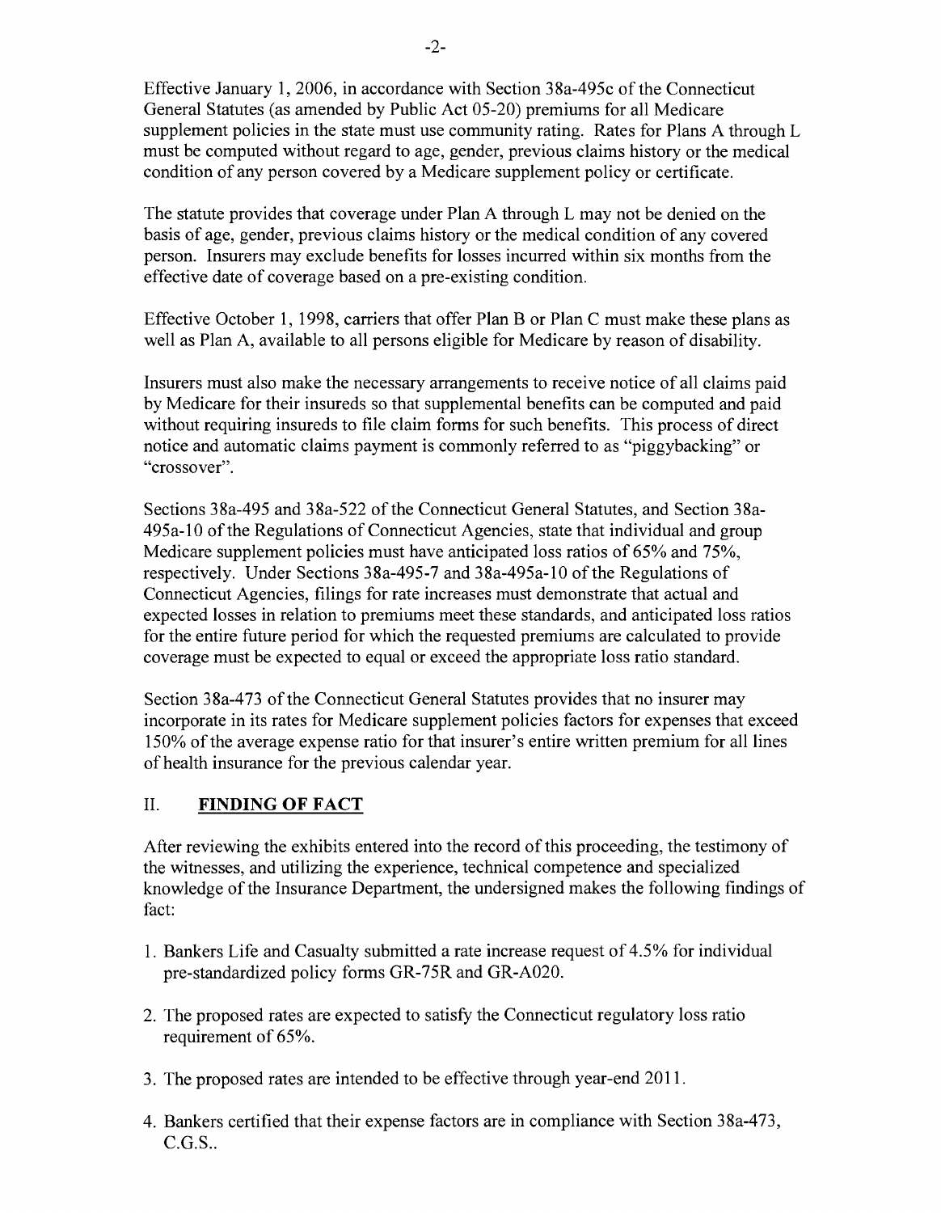Effective January 1, 2006, in accordance with Section 38a-495c of the Connecticut General Statutes (as amended by Public Act 05-20) premiums for all Medicare supplement policies in the state must use community rating. Rates for Plans A through L must be computed without regard to age, gender, previous claims history or the medical condition of any person covered by a Medicare supplement policy or certificate.

The statute provides that coverage under Plan A through L may not be denied on the basis of age, gender, previous claims history or the medical condition of any covered person. Insurers may exclude benefits for losses incurred within six months from the effective date of coverage based on a pre-existing condition.

Effective October 1, 1998, carriers that offer Plan B or Plan C must make these plans as well as Plan A, available to all persons eligible for Medicare by reason of disability.

Insurers must also make the necessary arrangements to receive notice of all claims paid by Medicare for their insureds so that supplemental benefits can be computed and paid without requiring insureds to file claim forms for such benefits. This process of direct notice and automatic claims payment is commonly referred to as "piggybacking" or "crossover".

Sections 38a-495 and 38a-522 of the Connecticut General Statutes, and Section 38a-495a-10 of the Regulations of Connecticut Agencies, state that individual and group Medicare supplement policies must have anticipated loss ratios of 65% and 75%, respectively. Under Sections 38a-495-7 and 38a-495a-10 of the Regulations of Connecticut Agencies, filings for rate increases must demonstrate that actual and expected losses in relation to premiums meet these standards, and anticipated loss ratios for the entire future period for which the requested premiums are calculated to provide coverage must be expected to equal or exceed the appropriate loss ratio standard.

Section 38a-473 of the Connecticut General Statutes provides that no insurer may incorporate in its rates for Medicare supplement policies factors for expenses that exceed 150% of the average expense ratio for that insurer's entire written premium for all lines of health insurance for the previous calendar year.

## II. **FINDING OF FACT**

After reviewing the exhibits entered into the record of this proceeding, the testimony of the witnesses, and utilizing the experience, technical competence and specialized knowledge of the Insurance Department, the undersigned makes the following findings of fact:

1. Bankers Life and Casualty submitted a rate increase request of 4.5% for individual pre-standardized policy forms GR-75R and GR-A020.

2. The proposed rates are expected to satisfy the Connecticut regulatory loss ratio requirement of 65%.

3. The proposed rates are intended to be effective through year-end 2011.

4. Bankers certified that their expense factors are in compliance with Section 38a-473, C.G.S..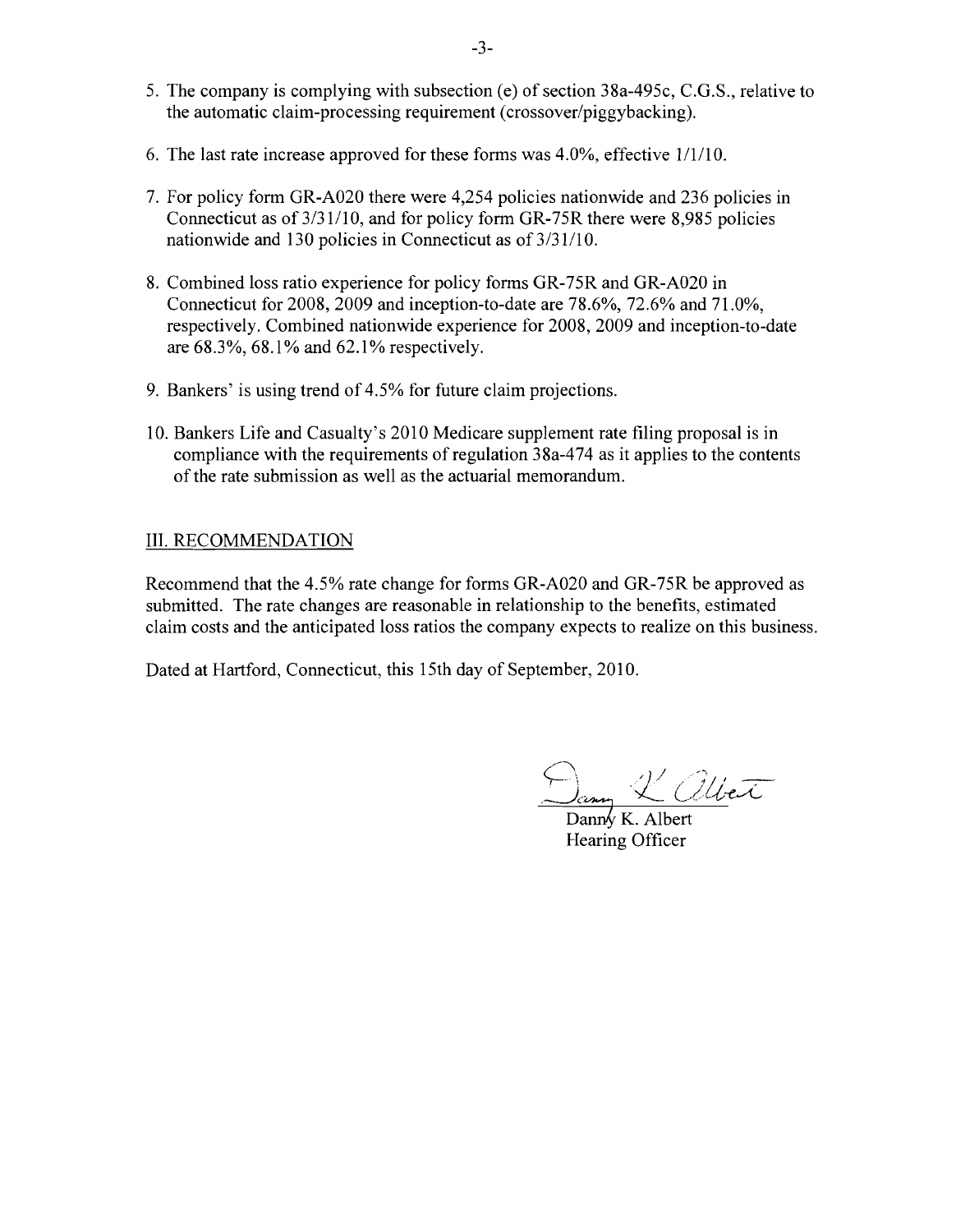5. The company is complying with subsection (e) of section 38a-495c, C.G.S., relative to the automatic claim-processing requirement (crossover/piggybacking).

6. The last rate increase approved for these forms was 4.0%, effective 1/1/10.

7. For policy form GR-A020 there were 4,254 policies nationwide and 236 policies in Connecticut as of 3/31/10, and for policy form GR-75R there were 8,985 policies nationwide and 130 policies in Connecticut as of 3/31/10.

8. Combined loss ratio experience for policy forms GR-75R and GR-A020 in Connecticut for 2008, 2009 and inception-to-date are 78.6%, 72.6% and 71.0%, respectively. Combined nationwide experience for 2008, 2009 and inception-to-date are 68.3%, 68.1% and 62.1% respectively.

9. Bankers' is using trend of 4.5% for future claim projections.

10. Bankers Life and Casualty's 2010 Medicare supplement rate filing proposal is in compliance with the requirements of regulation 38a-474 as it applies to the contents of the rate submission as well as the actuarial memorandum.

## III. RECOMMENDATION

Recommend that the 4.5% rate change for forms GR-A020 and GR-75R be approved as submitted. The rate changes are reasonable in relationship to the benefits, estimated claim costs and the anticipated loss ratios the company expects to realize on this business.

Dated at Hartford, Connecticut, this 15th day of September, 2010.

Danny K. Albert
Hearing Officer